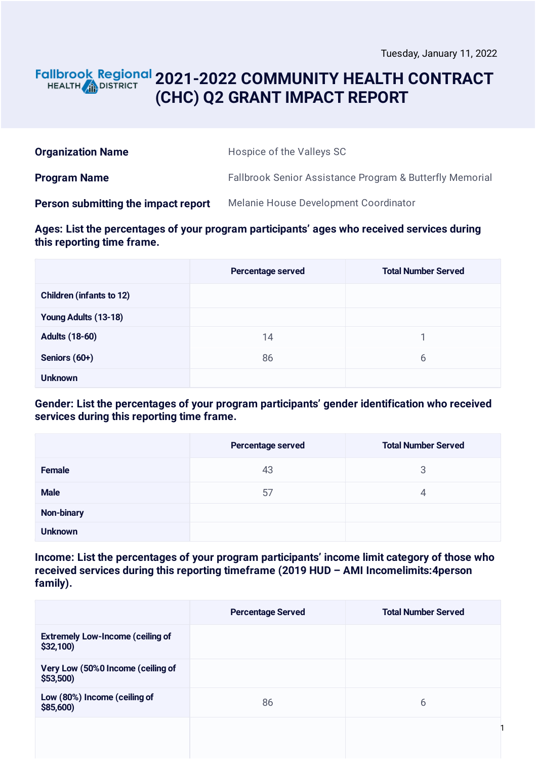Tuesday, January 11, 2022

# 2021-2022 COMMUNITY HEALTH CONTRACT (CHC) Q2 GRANT IMPACT REPORT

| | |
|---|---|
| **Organization Name** | Hospice of the Valleys SC |
| **Program Name** | Fallbrook Senior Assistance Program & Butterfly Memorial |
| **Person submitting the impact report** | Melanie House Development Coordinator |

### Ages: List the percentages of your program participants' ages who received services during this reporting time frame.

| | Percentage served | Total Number Served |
|---|---|---|
| Children (infants to 12) | | |
| Young Adults (13-18) | | |
| Adults (18-60) | 14 | 1 |
| Seniors (60+) | 86 | 6 |
| Unknown | | |

### Gender: List the percentages of your program participants' gender identification who received services during this reporting time frame.

| | Percentage served | Total Number Served |
|---|---|---|
| Female | 43 | 3 |
| Male | 57 | 4 |
| Non-binary | | |
| Unknown | | |

### Income: List the percentages of your program participants' income limit category of those who received services during this reporting timeframe (2019 HUD – AMI Incomelimits:4person family).

| | Percentage Served | Total Number Served |
|---|---|---|
| Extremely Low-Income (ceiling of $32,100) | | |
| Very Low (50%0 Income (ceiling of $53,500) | | |
| Low (80%) Income (ceiling of $85,600) | 86 | 6 |
| | | |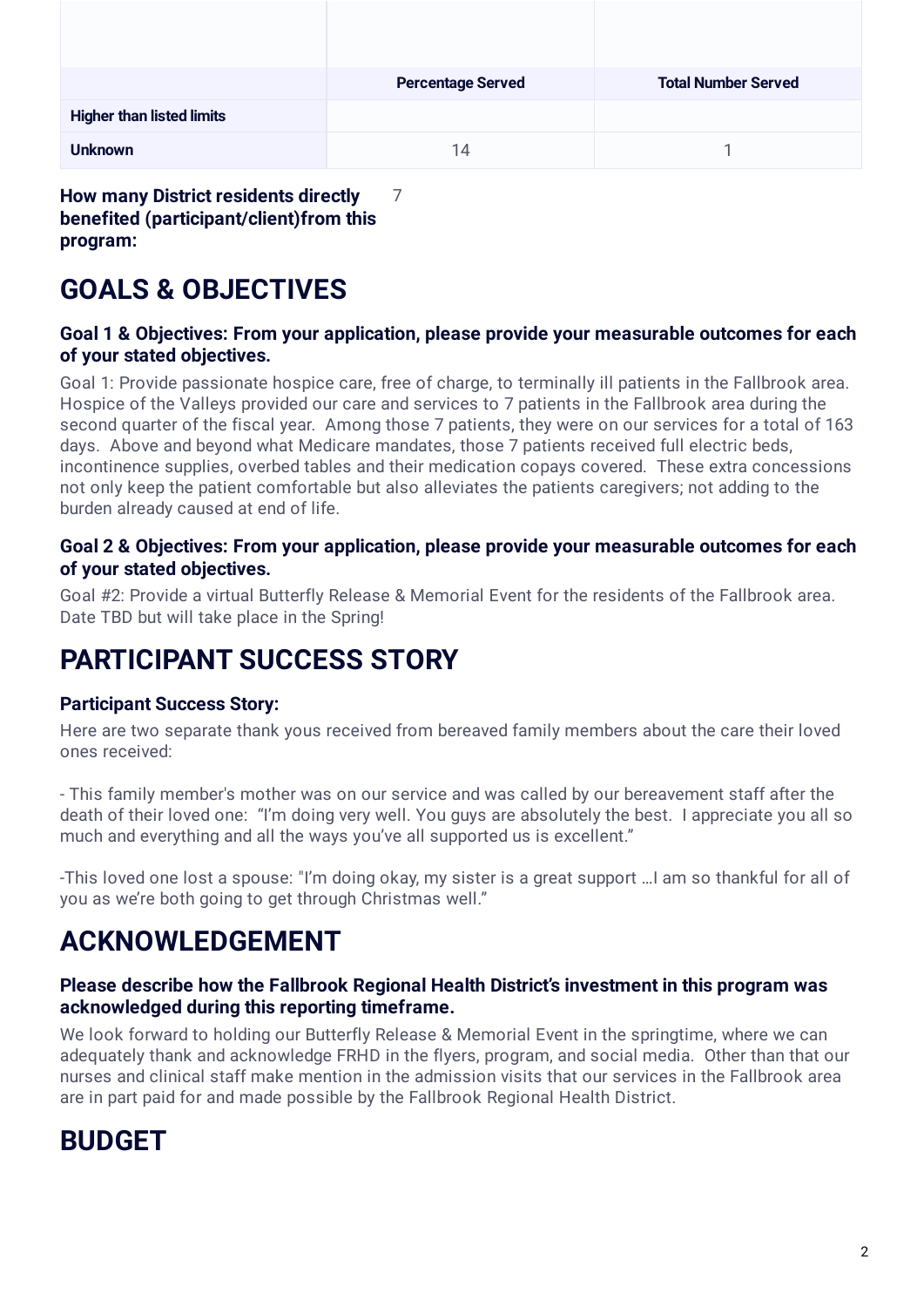| | Percentage Served | Total Number Served |
|---|---|---|
| **Higher than listed limits** | | |
| **Unknown** | 14 | 1 |

**How many District residents directly benefited (participant/client)from this program:** 7

# GOALS & OBJECTIVES

### Goal 1 & Objectives: From your application, please provide your measurable outcomes for each of your stated objectives.

Goal 1: Provide passionate hospice care, free of charge, to terminally ill patients in the Fallbrook area. Hospice of the Valleys provided our care and services to 7 patients in the Fallbrook area during the second quarter of the fiscal year. Among those 7 patients, they were on our services for a total of 163 days. Above and beyond what Medicare mandates, those 7 patients received full electric beds, incontinence supplies, overbed tables and their medication copays covered. These extra concessions not only keep the patient comfortable but also alleviates the patients caregivers; not adding to the burden already caused at end of life.

### Goal 2 & Objectives: From your application, please provide your measurable outcomes for each of your stated objectives.

Goal #2: Provide a virtual Butterfly Release & Memorial Event for the residents of the Fallbrook area. Date TBD but will take place in the Spring!

# PARTICIPANT SUCCESS STORY

### Participant Success Story:

Here are two separate thank yous received from bereaved family members about the care their loved ones received:

- This family member's mother was on our service and was called by our bereavement staff after the death of their loved one: "I'm doing very well. You guys are absolutely the best. I appreciate you all so much and everything and all the ways you've all supported us is excellent."

-This loved one lost a spouse: "I'm doing okay, my sister is a great support …I am so thankful for all of you as we're both going to get through Christmas well."

# ACKNOWLEDGEMENT

### Please describe how the Fallbrook Regional Health District's investment in this program was acknowledged during this reporting timeframe.

We look forward to holding our Butterfly Release & Memorial Event in the springtime, where we can adequately thank and acknowledge FRHD in the flyers, program, and social media. Other than that our nurses and clinical staff make mention in the admission visits that our services in the Fallbrook area are in part paid for and made possible by the Fallbrook Regional Health District.

# BUDGET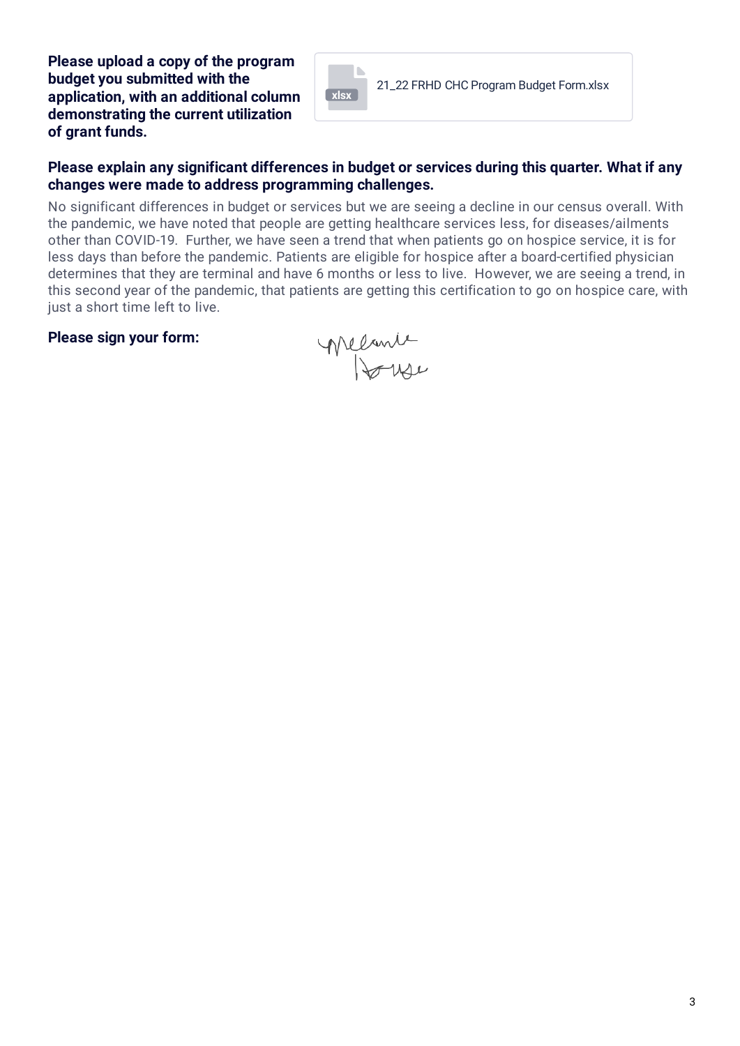**Please upload a copy of the program budget you submitted with the application, with an additional column demonstrating the current utilization of grant funds.**

xlsx 21_22 FRHD CHC Program Budget Form.xlsx

**Please explain any significant differences in budget or services during this quarter. What if any changes were made to address programming challenges.**

No significant differences in budget or services but we are seeing a decline in our census overall. With the pandemic, we have noted that people are getting healthcare services less, for diseases/ailments other than COVID-19. Further, we have seen a trend that when patients go on hospice service, it is for less days than before the pandemic. Patients are eligible for hospice after a board-certified physician determines that they are terminal and have 6 months or less to live. However, we are seeing a trend, in this second year of the pandemic, that patients are getting this certification to go on hospice care, with just a short time left to live.

**Please sign your form:**

Melanie Horse